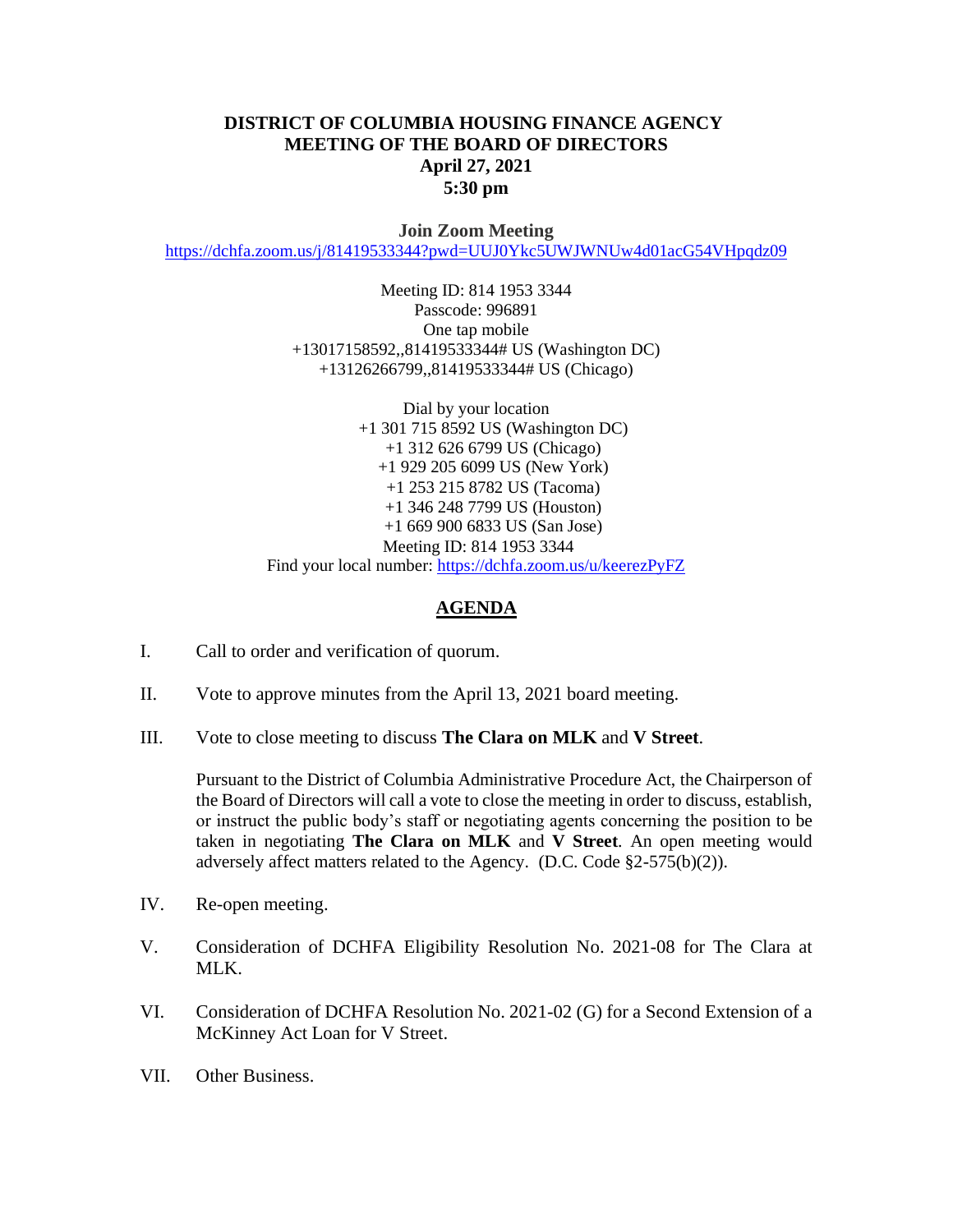# DISTRICT OF COLUMBIA HOUSING FINANCE AGENCY
# MEETING OF THE BOARD OF DIRECTORS
## April 27, 2021
## 5:30 pm

**Join Zoom Meeting**

https://dchfa.zoom.us/j/81419533344?pwd=UUJ0Ykc5UWJWNUw4d01acG54VHpqdz09

Meeting ID: 814 1953 3344
Passcode: 996891
One tap mobile
+13017158592,,81419533344# US (Washington DC)
+13126266799,,81419533344# US (Chicago)

Dial by your location
+1 301 715 8592 US (Washington DC)
+1 312 626 6799 US (Chicago)
+1 929 205 6099 US (New York)
+1 253 215 8782 US (Tacoma)
+1 346 248 7799 US (Houston)
+1 669 900 6833 US (San Jose)
Meeting ID: 814 1953 3344
Find your local number: https://dchfa.zoom.us/u/keerezPyFZ

## AGENDA

I. Call to order and verification of quorum.

II. Vote to approve minutes from the April 13, 2021 board meeting.

III. Vote to close meeting to discuss **The Clara on MLK** and **V Street**.

Pursuant to the District of Columbia Administrative Procedure Act, the Chairperson of the Board of Directors will call a vote to close the meeting in order to discuss, establish, or instruct the public body's staff or negotiating agents concerning the position to be taken in negotiating **The Clara on MLK** and **V Street**. An open meeting would adversely affect matters related to the Agency. (D.C. Code §2-575(b)(2)).

IV. Re-open meeting.

V. Consideration of DCHFA Eligibility Resolution No. 2021-08 for The Clara at MLK.

VI. Consideration of DCHFA Resolution No. 2021-02 (G) for a Second Extension of a McKinney Act Loan for V Street.

VII. Other Business.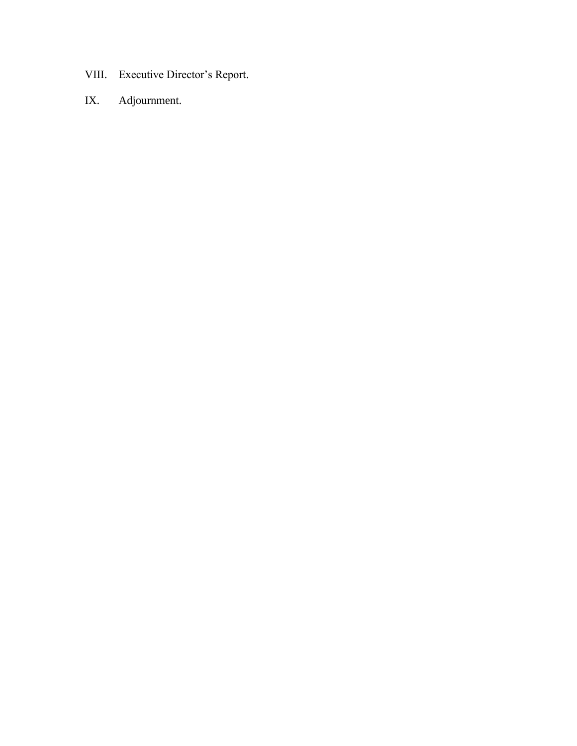VIII. Executive Director’s Report.

IX. Adjournment.